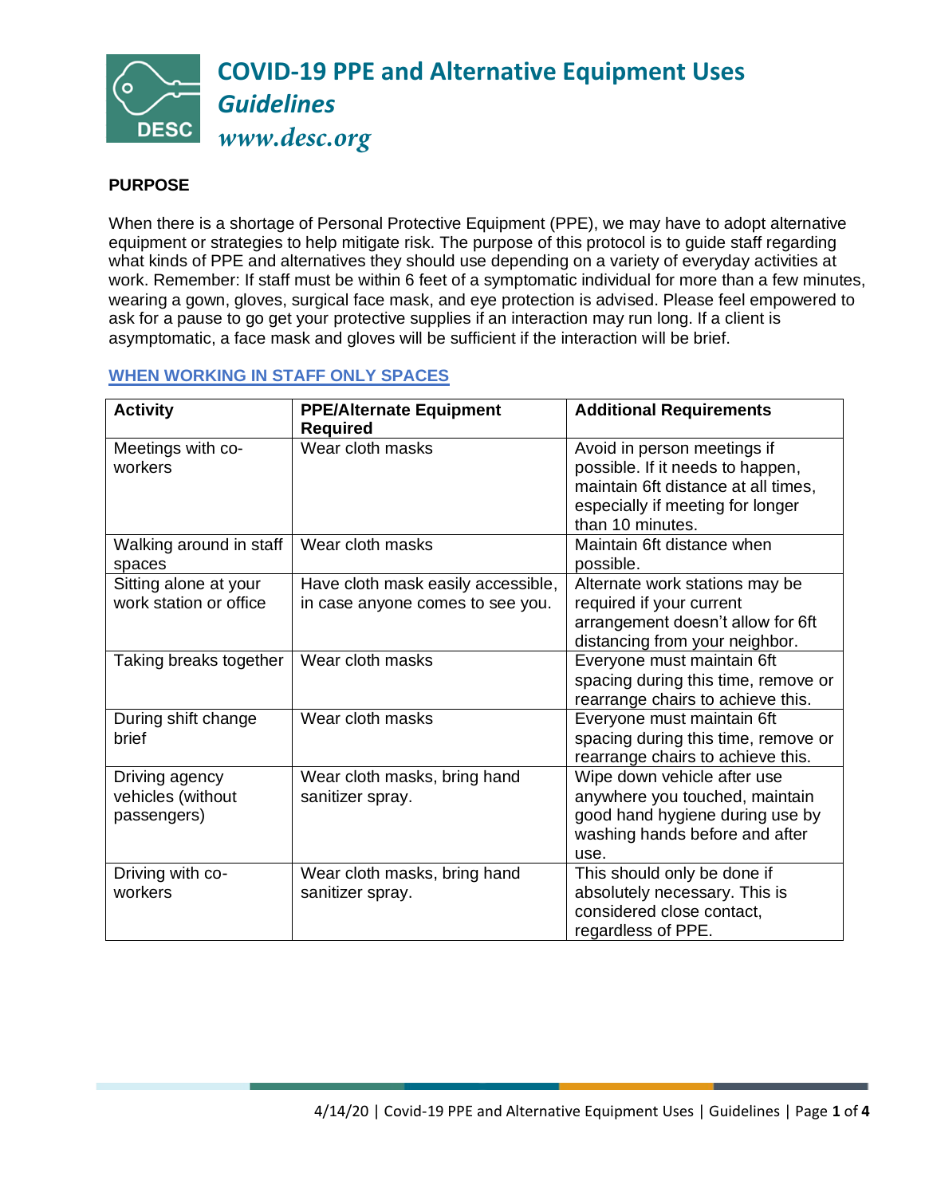# COVID-19 PPE and Alternative Equipment Uses

## *Guidelines*

*www.desc.org*

**PURPOSE**

When there is a shortage of Personal Protective Equipment (PPE), we may have to adopt alternative equipment or strategies to help mitigate risk. The purpose of this protocol is to guide staff regarding what kinds of PPE and alternatives they should use depending on a variety of everyday activities at work. Remember: If staff must be within 6 feet of a symptomatic individual for more than a few minutes, wearing a gown, gloves, surgical face mask, and eye protection is advised. Please feel empowered to ask for a pause to go get your protective supplies if an interaction may run long. If a client is asymptomatic, a face mask and gloves will be sufficient if the interaction will be brief.

### WHEN WORKING IN STAFF ONLY SPACES

| Activity | PPE/Alternate Equipment Required | Additional Requirements |
| --- | --- | --- |
| Meetings with co-workers | Wear cloth masks | Avoid in person meetings if possible. If it needs to happen, maintain 6ft distance at all times, especially if meeting for longer than 10 minutes. |
| Walking around in staff spaces | Wear cloth masks | Maintain 6ft distance when possible. |
| Sitting alone at your work station or office | Have cloth mask easily accessible, in case anyone comes to see you. | Alternate work stations may be required if your current arrangement doesn't allow for 6ft distancing from your neighbor. |
| Taking breaks together | Wear cloth masks | Everyone must maintain 6ft spacing during this time, remove or rearrange chairs to achieve this. |
| During shift change brief | Wear cloth masks | Everyone must maintain 6ft spacing during this time, remove or rearrange chairs to achieve this. |
| Driving agency vehicles (without passengers) | Wear cloth masks, bring hand sanitizer spray. | Wipe down vehicle after use anywhere you touched, maintain good hand hygiene during use by washing hands before and after use. |
| Driving with co-workers | Wear cloth masks, bring hand sanitizer spray. | This should only be done if absolutely necessary. This is considered close contact, regardless of PPE. |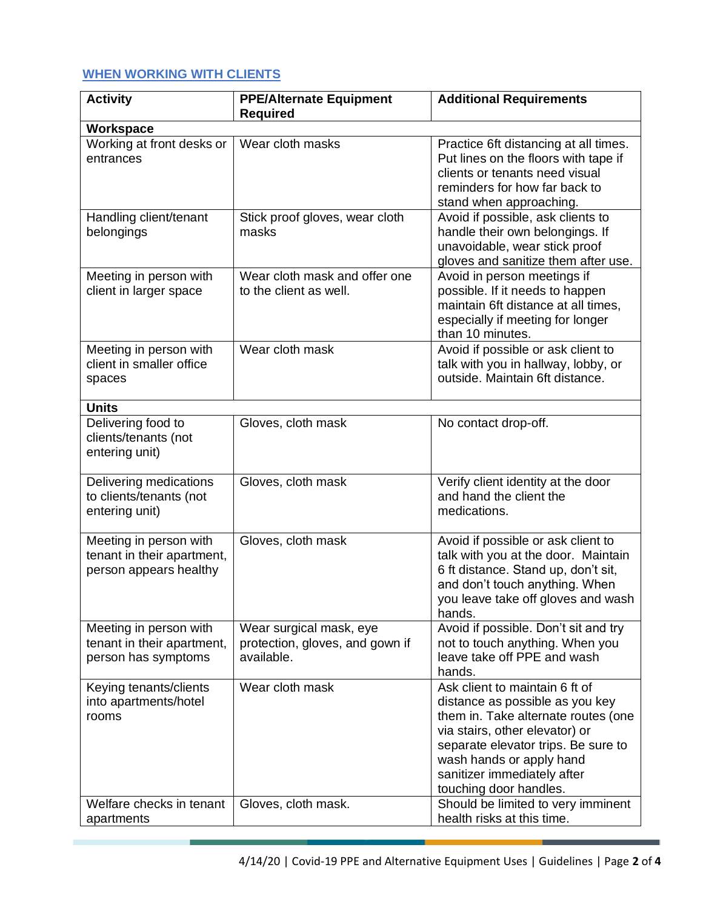## WHEN WORKING WITH CLIENTS

| Activity | PPE/Alternate Equipment Required | Additional Requirements |
|---|---|---|
| **Workspace** | | |
| Working at front desks or entrances | Wear cloth masks | Practice 6ft distancing at all times. Put lines on the floors with tape if clients or tenants need visual reminders for how far back to stand when approaching. |
| Handling client/tenant belongings | Stick proof gloves, wear cloth masks | Avoid if possible, ask clients to handle their own belongings. If unavoidable, wear stick proof gloves and sanitize them after use. |
| Meeting in person with client in larger space | Wear cloth mask and offer one to the client as well. | Avoid in person meetings if possible. If it needs to happen maintain 6ft distance at all times, especially if meeting for longer than 10 minutes. |
| Meeting in person with client in smaller office spaces | Wear cloth mask | Avoid if possible or ask client to talk with you in hallway, lobby, or outside. Maintain 6ft distance. |
| **Units** | | |
| Delivering food to clients/tenants (not entering unit) | Gloves, cloth mask | No contact drop-off. |
| Delivering medications to clients/tenants (not entering unit) | Gloves, cloth mask | Verify client identity at the door and hand the client the medications. |
| Meeting in person with tenant in their apartment, person appears healthy | Gloves, cloth mask | Avoid if possible or ask client to talk with you at the door. Maintain 6 ft distance. Stand up, don't sit, and don't touch anything. When you leave take off gloves and wash hands. |
| Meeting in person with tenant in their apartment, person has symptoms | Wear surgical mask, eye protection, gloves, and gown if available. | Avoid if possible. Don't sit and try not to touch anything. When you leave take off PPE and wash hands. |
| Keying tenants/clients into apartments/hotel rooms | Wear cloth mask | Ask client to maintain 6 ft of distance as possible as you key them in. Take alternate routes (one via stairs, other elevator) or separate elevator trips. Be sure to wash hands or apply hand sanitizer immediately after touching door handles. |
| Welfare checks in tenant apartments | Gloves, cloth mask. | Should be limited to very imminent health risks at this time. |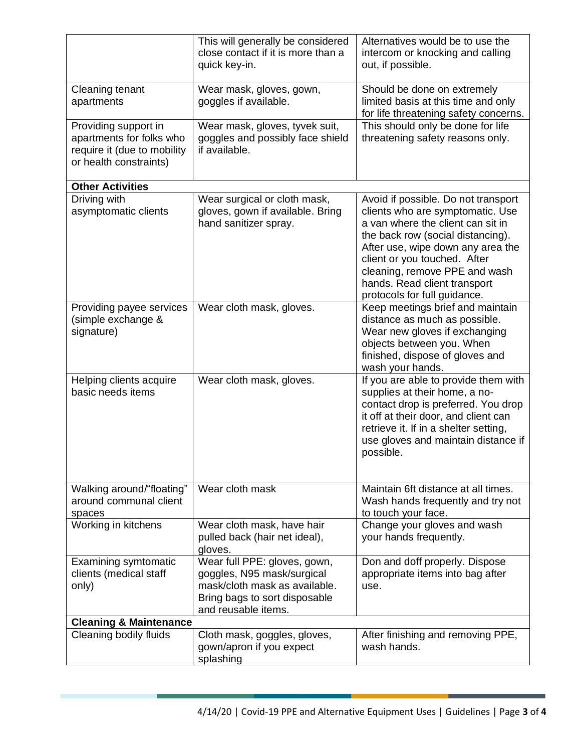| | | |
|---|---|---|
| | This will generally be considered close contact if it is more than a quick key-in. | Alternatives would be to use the intercom or knocking and calling out, if possible. |
| Cleaning tenant apartments | Wear mask, gloves, gown, goggles if available. | Should be done on extremely limited basis at this time and only for life threatening safety concerns. |
| Providing support in apartments for folks who require it (due to mobility or health constraints) | Wear mask, gloves, tyvek suit, goggles and possibly face shield if available. | This should only be done for life threatening safety reasons only. |
| **Other Activities** | | |
| Driving with asymptomatic clients | Wear surgical or cloth mask, gloves, gown if available. Bring hand sanitizer spray. | Avoid if possible. Do not transport clients who are symptomatic. Use a van where the client can sit in the back row (social distancing). After use, wipe down any area the client or you touched. After cleaning, remove PPE and wash hands. Read client transport protocols for full guidance. |
| Providing payee services (simple exchange & signature) | Wear cloth mask, gloves. | Keep meetings brief and maintain distance as much as possible. Wear new gloves if exchanging objects between you. When finished, dispose of gloves and wash your hands. |
| Helping clients acquire basic needs items | Wear cloth mask, gloves. | If you are able to provide them with supplies at their home, a no-contact drop is preferred. You drop it off at their door, and client can retrieve it. If in a shelter setting, use gloves and maintain distance if possible. |
| Walking around/"floating" around communal client spaces | Wear cloth mask | Maintain 6ft distance at all times. Wash hands frequently and try not to touch your face. |
| Working in kitchens | Wear cloth mask, have hair pulled back (hair net ideal), gloves. | Change your gloves and wash your hands frequently. |
| Examining symtomatic clients (medical staff only) | Wear full PPE: gloves, gown, goggles, N95 mask/surgical mask/cloth mask as available. Bring bags to sort disposable and reusable items. | Don and doff properly. Dispose appropriate items into bag after use. |
| **Cleaning & Maintenance** | | |
| Cleaning bodily fluids | Cloth mask, goggles, gloves, gown/apron if you expect splashing | After finishing and removing PPE, wash hands. |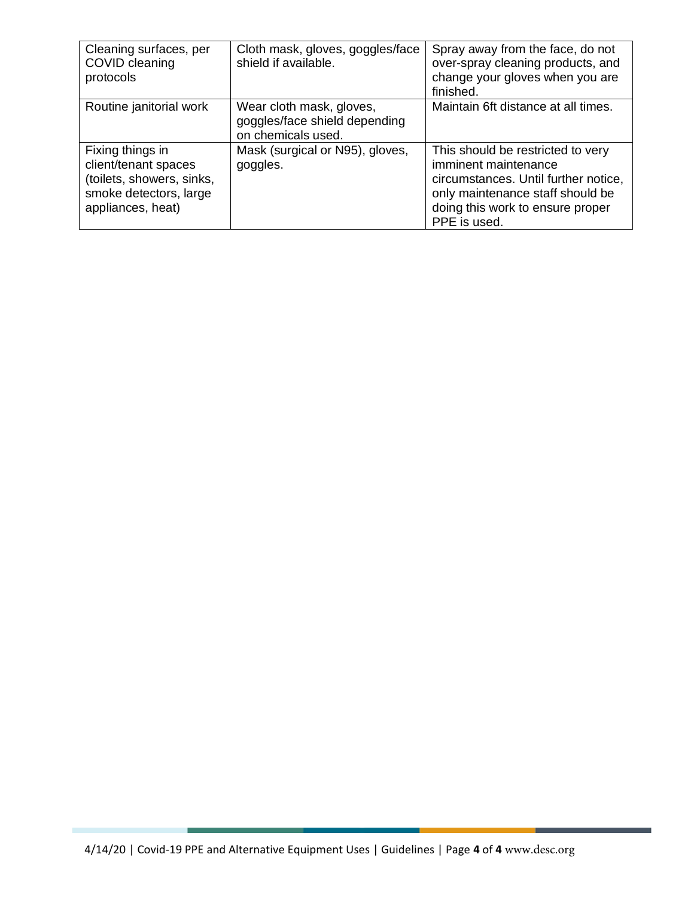| | | |
|---|---|---|
| Cleaning surfaces, per COVID cleaning protocols | Cloth mask, gloves, goggles/face shield if available. | Spray away from the face, do not over-spray cleaning products, and change your gloves when you are finished. |
| Routine janitorial work | Wear cloth mask, gloves, goggles/face shield depending on chemicals used. | Maintain 6ft distance at all times. |
| Fixing things in client/tenant spaces (toilets, showers, sinks, smoke detectors, large appliances, heat) | Mask (surgical or N95), gloves, goggles. | This should be restricted to very imminent maintenance circumstances. Until further notice, only maintenance staff should be doing this work to ensure proper PPE is used. |